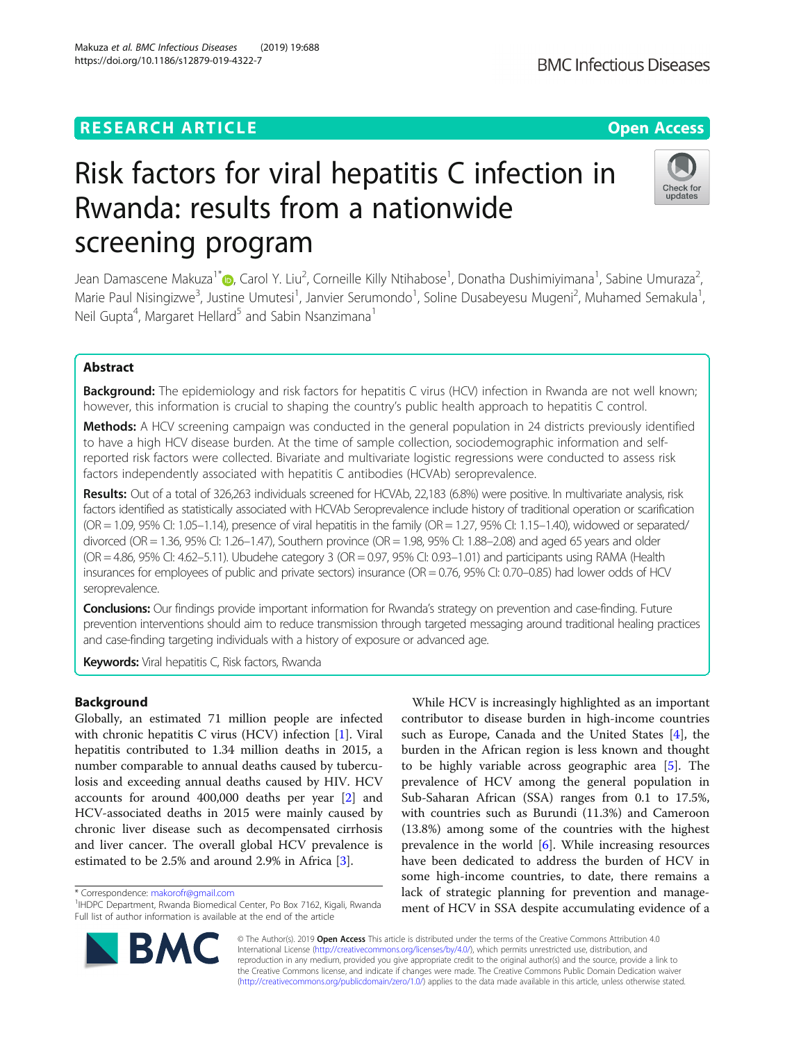RESEARCH ARTICLE

Open Access

# Risk factors for viral hepatitis C infection in Rwanda: results from a nationwide screening program

Jean Damascene Makuza[1*], Carol Y. Liu[2], Corneille Killy Ntihabose[1], Donatha Dushimiyimana[1], Sabine Umuraza[2], Marie Paul Nisingizwe[3], Justine Umutesi[1], Janvier Serumondo[1], Soline Dusabeyesu Mugeni[2], Muhamed Semakula[1], Neil Gupta[4], Margaret Hellard[5] and Sabin Nsanzimana[1]

## Abstract

**Background:** The epidemiology and risk factors for hepatitis C virus (HCV) infection in Rwanda are not well known; however, this information is crucial to shaping the country's public health approach to hepatitis C control.

**Methods:** A HCV screening campaign was conducted in the general population in 24 districts previously identified to have a high HCV disease burden. At the time of sample collection, sociodemographic information and self-reported risk factors were collected. Bivariate and multivariate logistic regressions were conducted to assess risk factors independently associated with hepatitis C antibodies (HCVAb) seroprevalence.

**Results:** Out of a total of 326,263 individuals screened for HCVAb, 22,183 (6.8%) were positive. In multivariate analysis, risk factors identified as statistically associated with HCVAb Seroprevalence include history of traditional operation or scarification (OR = 1.09, 95% CI: 1.05–1.14), presence of viral hepatitis in the family (OR = 1.27, 95% CI: 1.15–1.40), widowed or separated/divorced (OR = 1.36, 95% CI: 1.26–1.47), Southern province (OR = 1.98, 95% CI: 1.88–2.08) and aged 65 years and older (OR = 4.86, 95% CI: 4.62–5.11). Ubudehe category 3 (OR = 0.97, 95% CI: 0.93–1.01) and participants using RAMA (Health insurances for employees of public and private sectors) insurance (OR = 0.76, 95% CI: 0.70–0.85) had lower odds of HCV seroprevalence.

**Conclusions:** Our findings provide important information for Rwanda's strategy on prevention and case-finding. Future prevention interventions should aim to reduce transmission through targeted messaging around traditional healing practices and case-finding targeting individuals with a history of exposure or advanced age.

**Keywords:** Viral hepatitis C, Risk factors, Rwanda

## Background

Globally, an estimated 71 million people are infected with chronic hepatitis C virus (HCV) infection [1]. Viral hepatitis contributed to 1.34 million deaths in 2015, a number comparable to annual deaths caused by tuberculosis and exceeding annual deaths caused by HIV. HCV accounts for around 400,000 deaths per year [2] and HCV-associated deaths in 2015 were mainly caused by chronic liver disease such as decompensated cirrhosis and liver cancer. The overall global HCV prevalence is estimated to be 2.5% and around 2.9% in Africa [3].

While HCV is increasingly highlighted as an important contributor to disease burden in high-income countries such as Europe, Canada and the United States [4], the burden in the African region is less known and thought to be highly variable across geographic area [5]. The prevalence of HCV among the general population in Sub-Saharan African (SSA) ranges from 0.1 to 17.5%, with countries such as Burundi (11.3%) and Cameroon (13.8%) among some of the countries with the highest prevalence in the world [6]. While increasing resources have been dedicated to address the burden of HCV in some high-income countries, to date, there remains a lack of strategic planning for prevention and management of HCV in SSA despite accumulating evidence of a

\* Correspondence: makorofr@gmail.com
[1]IHDPC Department, Rwanda Biomedical Center, Po Box 7162, Kigali, Rwanda
Full list of author information is available at the end of the article

© The Author(s). 2019 **Open Access** This article is distributed under the terms of the Creative Commons Attribution 4.0 International License (http://creativecommons.org/licenses/by/4.0/), which permits unrestricted use, distribution, and reproduction in any medium, provided you give appropriate credit to the original author(s) and the source, provide a link to the Creative Commons license, and indicate if changes were made. The Creative Commons Public Domain Dedication waiver (http://creativecommons.org/publicdomain/zero/1.0/) applies to the data made available in this article, unless otherwise stated.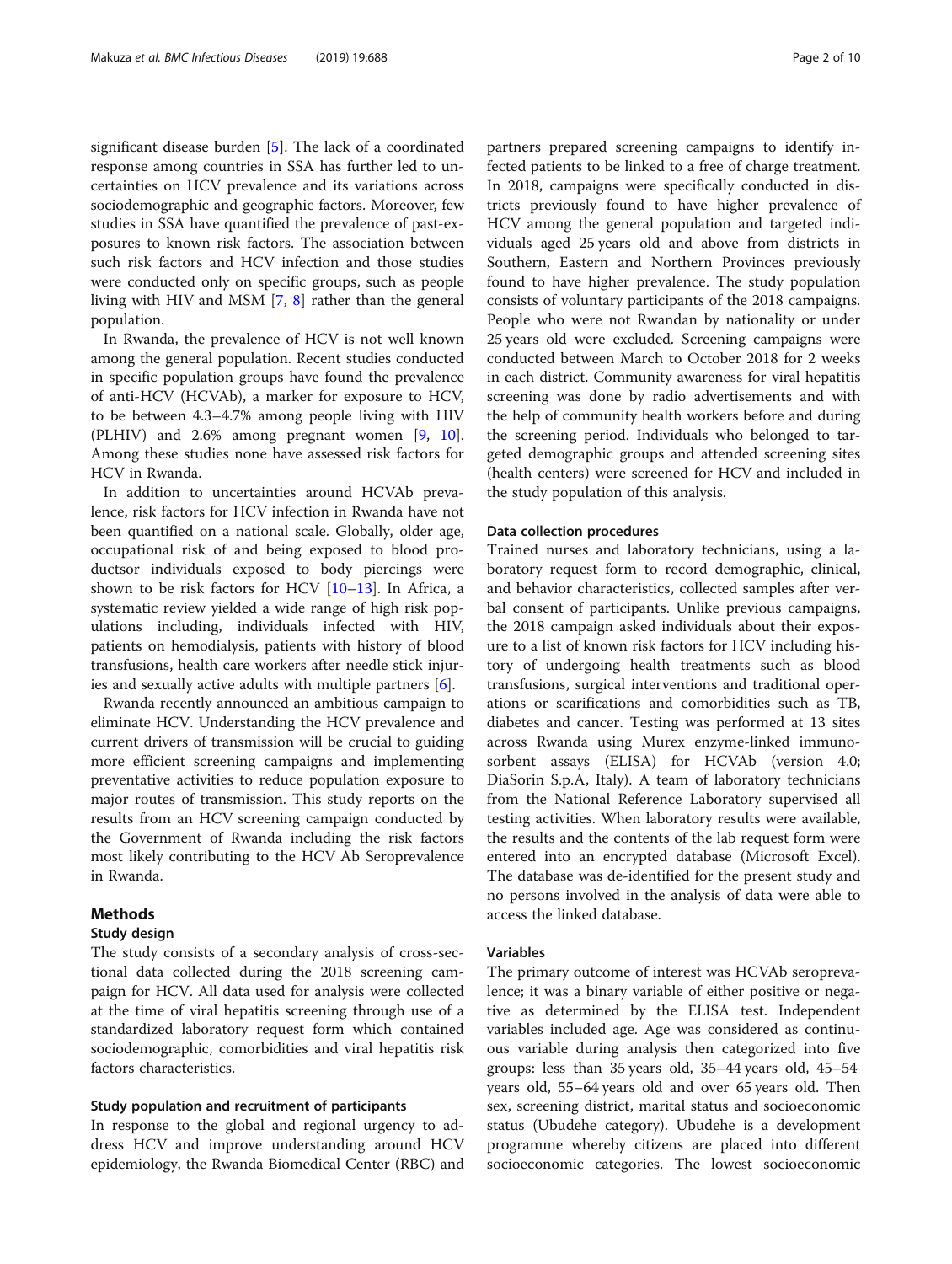significant disease burden [5]. The lack of a coordinated response among countries in SSA has further led to uncertainties on HCV prevalence and its variations across sociodemographic and geographic factors. Moreover, few studies in SSA have quantified the prevalence of past-exposures to known risk factors. The association between such risk factors and HCV infection and those studies were conducted only on specific groups, such as people living with HIV and MSM [7, 8] rather than the general population.

In Rwanda, the prevalence of HCV is not well known among the general population. Recent studies conducted in specific population groups have found the prevalence of anti-HCV (HCVAb), a marker for exposure to HCV, to be between 4.3–4.7% among people living with HIV (PLHIV) and 2.6% among pregnant women [9, 10]. Among these studies none have assessed risk factors for HCV in Rwanda.

In addition to uncertainties around HCVAb prevalence, risk factors for HCV infection in Rwanda have not been quantified on a national scale. Globally, older age, occupational risk of and being exposed to blood productsor individuals exposed to body piercings were shown to be risk factors for HCV [10–13]. In Africa, a systematic review yielded a wide range of high risk populations including, individuals infected with HIV, patients on hemodialysis, patients with history of blood transfusions, health care workers after needle stick injuries and sexually active adults with multiple partners [6].

Rwanda recently announced an ambitious campaign to eliminate HCV. Understanding the HCV prevalence and current drivers of transmission will be crucial to guiding more efficient screening campaigns and implementing preventative activities to reduce population exposure to major routes of transmission. This study reports on the results from an HCV screening campaign conducted by the Government of Rwanda including the risk factors most likely contributing to the HCV Ab Seroprevalence in Rwanda.

## Methods

### Study design

The study consists of a secondary analysis of cross-sectional data collected during the 2018 screening campaign for HCV. All data used for analysis were collected at the time of viral hepatitis screening through use of a standardized laboratory request form which contained sociodemographic, comorbidities and viral hepatitis risk factors characteristics.

### Study population and recruitment of participants

In response to the global and regional urgency to address HCV and improve understanding around HCV epidemiology, the Rwanda Biomedical Center (RBC) and partners prepared screening campaigns to identify infected patients to be linked to a free of charge treatment. In 2018, campaigns were specifically conducted in districts previously found to have higher prevalence of HCV among the general population and targeted individuals aged 25 years old and above from districts in Southern, Eastern and Northern Provinces previously found to have higher prevalence. The study population consists of voluntary participants of the 2018 campaigns. People who were not Rwandan by nationality or under 25 years old were excluded. Screening campaigns were conducted between March to October 2018 for 2 weeks in each district. Community awareness for viral hepatitis screening was done by radio advertisements and with the help of community health workers before and during the screening period. Individuals who belonged to targeted demographic groups and attended screening sites (health centers) were screened for HCV and included in the study population of this analysis.

### Data collection procedures

Trained nurses and laboratory technicians, using a laboratory request form to record demographic, clinical, and behavior characteristics, collected samples after verbal consent of participants. Unlike previous campaigns, the 2018 campaign asked individuals about their exposure to a list of known risk factors for HCV including history of undergoing health treatments such as blood transfusions, surgical interventions and traditional operations or scarifications and comorbidities such as TB, diabetes and cancer. Testing was performed at 13 sites across Rwanda using Murex enzyme-linked immunosorbent assays (ELISA) for HCVAb (version 4.0; DiaSorin S.p.A, Italy). A team of laboratory technicians from the National Reference Laboratory supervised all testing activities. When laboratory results were available, the results and the contents of the lab request form were entered into an encrypted database (Microsoft Excel). The database was de-identified for the present study and no persons involved in the analysis of data were able to access the linked database.

### Variables

The primary outcome of interest was HCVAb seroprevalence; it was a binary variable of either positive or negative as determined by the ELISA test. Independent variables included age. Age was considered as continuous variable during analysis then categorized into five groups: less than 35 years old, 35–44 years old, 45–54 years old, 55–64 years old and over 65 years old. Then sex, screening district, marital status and socioeconomic status (Ubudehe category). Ubudehe is a development programme whereby citizens are placed into different socioeconomic categories. The lowest socioeconomic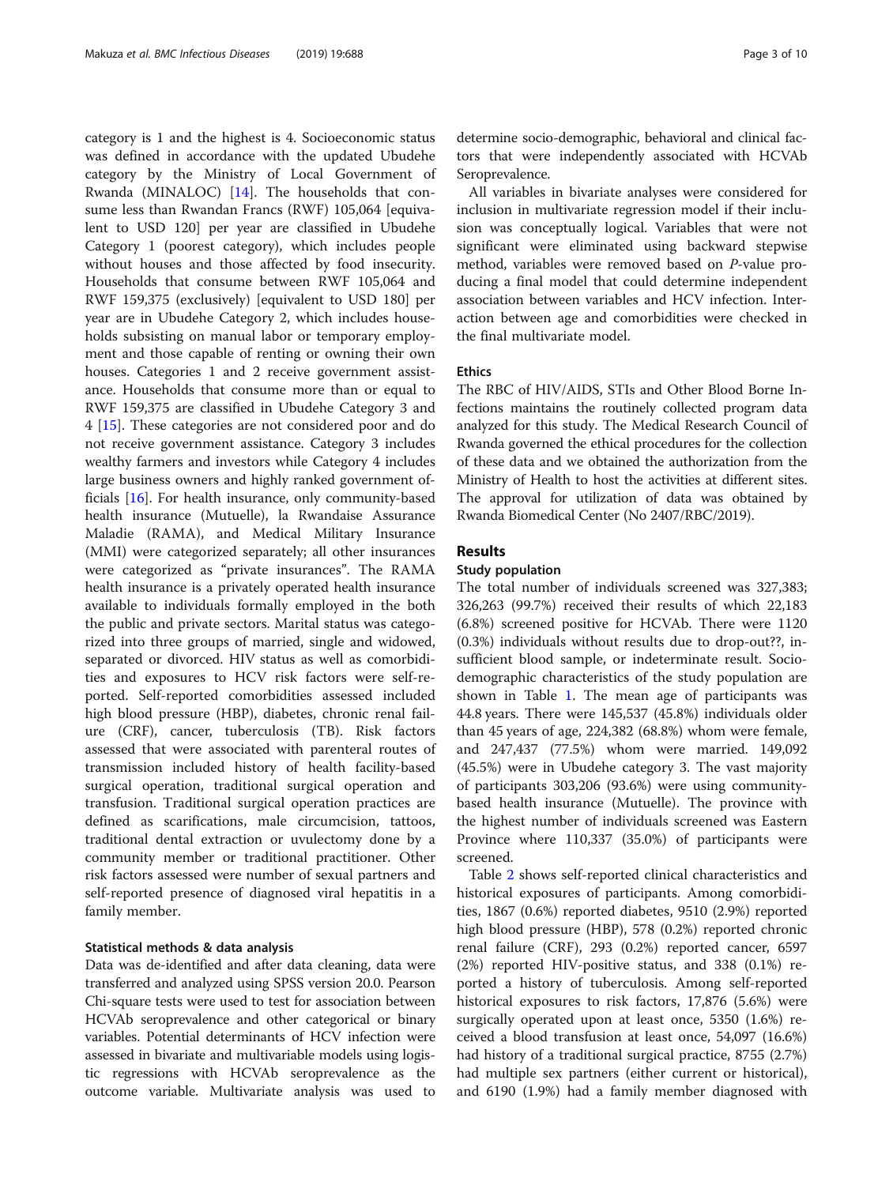category is 1 and the highest is 4. Socioeconomic status was defined in accordance with the updated Ubudehe category by the Ministry of Local Government of Rwanda (MINALOC) [14]. The households that consume less than Rwandan Francs (RWF) 105,064 [equivalent to USD 120] per year are classified in Ubudehe Category 1 (poorest category), which includes people without houses and those affected by food insecurity. Households that consume between RWF 105,064 and RWF 159,375 (exclusively) [equivalent to USD 180] per year are in Ubudehe Category 2, which includes households subsisting on manual labor or temporary employment and those capable of renting or owning their own houses. Categories 1 and 2 receive government assistance. Households that consume more than or equal to RWF 159,375 are classified in Ubudehe Category 3 and 4 [15]. These categories are not considered poor and do not receive government assistance. Category 3 includes wealthy farmers and investors while Category 4 includes large business owners and highly ranked government officials [16]. For health insurance, only community-based health insurance (Mutuelle), la Rwandaise Assurance Maladie (RAMA), and Medical Military Insurance (MMI) were categorized separately; all other insurances were categorized as "private insurances". The RAMA health insurance is a privately operated health insurance available to individuals formally employed in the both the public and private sectors. Marital status was categorized into three groups of married, single and widowed, separated or divorced. HIV status as well as comorbidities and exposures to HCV risk factors were self-reported. Self-reported comorbidities assessed included high blood pressure (HBP), diabetes, chronic renal failure (CRF), cancer, tuberculosis (TB). Risk factors assessed that were associated with parenteral routes of transmission included history of health facility-based surgical operation, traditional surgical operation and transfusion. Traditional surgical operation practices are defined as scarifications, male circumcision, tattoos, traditional dental extraction or uvulectomy done by a community member or traditional practitioner. Other risk factors assessed were number of sexual partners and self-reported presence of diagnosed viral hepatitis in a family member.

### Statistical methods & data analysis

Data was de-identified and after data cleaning, data were transferred and analyzed using SPSS version 20.0. Pearson Chi-square tests were used to test for association between HCVAb seroprevalence and other categorical or binary variables. Potential determinants of HCV infection were assessed in bivariate and multivariable models using logistic regressions with HCVAb seroprevalence as the outcome variable. Multivariate analysis was used to determine socio-demographic, behavioral and clinical factors that were independently associated with HCVAb Seroprevalence.

All variables in bivariate analyses were considered for inclusion in multivariate regression model if their inclusion was conceptually logical. Variables that were not significant were eliminated using backward stepwise method, variables were removed based on *P*-value producing a final model that could determine independent association between variables and HCV infection. Interaction between age and comorbidities were checked in the final multivariate model.

### Ethics

The RBC of HIV/AIDS, STIs and Other Blood Borne Infections maintains the routinely collected program data analyzed for this study. The Medical Research Council of Rwanda governed the ethical procedures for the collection of these data and we obtained the authorization from the Ministry of Health to host the activities at different sites. The approval for utilization of data was obtained by Rwanda Biomedical Center (No 2407/RBC/2019).

## Results

### Study population

The total number of individuals screened was 327,383; 326,263 (99.7%) received their results of which 22,183 (6.8%) screened positive for HCVAb. There were 1120 (0.3%) individuals without results due to drop-out??, insufficient blood sample, or indeterminate result. Socio-demographic characteristics of the study population are shown in Table 1. The mean age of participants was 44.8 years. There were 145,537 (45.8%) individuals older than 45 years of age, 224,382 (68.8%) whom were female, and 247,437 (77.5%) whom were married. 149,092 (45.5%) were in Ubudehe category 3. The vast majority of participants 303,206 (93.6%) were using community-based health insurance (Mutuelle). The province with the highest number of individuals screened was Eastern Province where 110,337 (35.0%) of participants were screened.

Table 2 shows self-reported clinical characteristics and historical exposures of participants. Among comorbidities, 1867 (0.6%) reported diabetes, 9510 (2.9%) reported high blood pressure (HBP), 578 (0.2%) reported chronic renal failure (CRF), 293 (0.2%) reported cancer, 6597 (2%) reported HIV-positive status, and 338 (0.1%) reported a history of tuberculosis. Among self-reported historical exposures to risk factors, 17,876 (5.6%) were surgically operated upon at least once, 5350 (1.6%) received a blood transfusion at least once, 54,097 (16.6%) had history of a traditional surgical practice, 8755 (2.7%) had multiple sex partners (either current or historical), and 6190 (1.9%) had a family member diagnosed with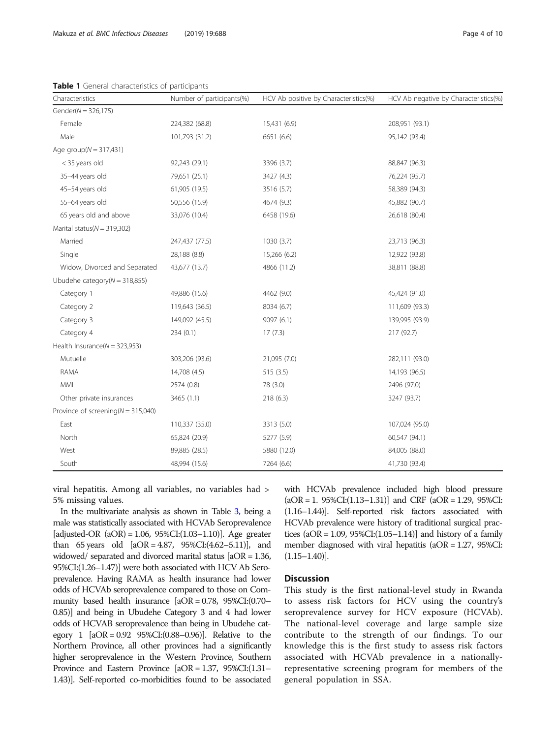**Table 1** General characteristics of participants

| Characteristics | Number of participants(%) | HCV Ab positive by Characteristics(%) | HCV Ab negative by Characteristics(%) |
|---|---|---|---|
| Gender(N = 326,175) | | | |
| Female | 224,382 (68.8) | 15,431 (6.9) | 208,951 (93.1) |
| Male | 101,793 (31.2) | 6651 (6.6) | 95,142 (93.4) |
| Age group(N = 317,431) | | | |
| < 35 years old | 92,243 (29.1) | 3396 (3.7) | 88,847 (96.3) |
| 35–44 years old | 79,651 (25.1) | 3427 (4.3) | 76,224 (95.7) |
| 45–54 years old | 61,905 (19.5) | 3516 (5.7) | 58,389 (94.3) |
| 55–64 years old | 50,556 (15.9) | 4674 (9.3) | 45,882 (90.7) |
| 65 years old and above | 33,076 (10.4) | 6458 (19.6) | 26,618 (80.4) |
| Marital status(N = 319,302) | | | |
| Married | 247,437 (77.5) | 1030 (3.7) | 23,713 (96.3) |
| Single | 28,188 (8.8) | 15,266 (6.2) | 12,922 (93.8) |
| Widow, Divorced and Separated | 43,677 (13.7) | 4866 (11.2) | 38,811 (88.8) |
| Ubudehe category(N = 318,855) | | | |
| Category 1 | 49,886 (15.6) | 4462 (9.0) | 45,424 (91.0) |
| Category 2 | 119,643 (36.5) | 8034 (6.7) | 111,609 (93.3) |
| Category 3 | 149,092 (45.5) | 9097 (6.1) | 139,995 (93.9) |
| Category 4 | 234 (0.1) | 17 (7.3) | 217 (92.7) |
| Health Insurance(N = 323,953) | | | |
| Mutuelle | 303,206 (93.6) | 21,095 (7.0) | 282,111 (93.0) |
| RAMA | 14,708 (4.5) | 515 (3.5) | 14,193 (96.5) |
| MMI | 2574 (0.8) | 78 (3.0) | 2496 (97.0) |
| Other private insurances | 3465 (1.1) | 218 (6.3) | 3247 (93.7) |
| Province of screening(N = 315,040) | | | |
| East | 110,337 (35.0) | 3313 (5.0) | 107,024 (95.0) |
| North | 65,824 (20.9) | 5277 (5.9) | 60,547 (94.1) |
| West | 89,885 (28.5) | 5880 (12.0) | 84,005 (88.0) |
| South | 48,994 (15.6) | 7264 (6.6) | 41,730 (93.4) |

viral hepatitis. Among all variables, no variables had > 5% missing values.

In the multivariate analysis as shown in Table 3, being a male was statistically associated with HCVAb Seroprevalence [adjusted-OR (aOR) = 1.06, 95%CI:(1.03–1.10)]. Age greater than 65 years old [aOR = 4.87, 95%CI:(4.62–5.11)], and widowed/ separated and divorced marital status [aOR = 1.36, 95%CI:(1.26–1.47)] were both associated with HCV Ab Seroprevalence. Having RAMA as health insurance had lower odds of HCVAb seroprevalence compared to those on Community based health insurance [aOR = 0.78, 95%CI:(0.70–0.85)] and being in Ubudehe Category 3 and 4 had lower odds of HCVAB seroprevalence than being in Ubudehe category 1 [aOR = 0.92 95%CI:(0.88–0.96)]. Relative to the Northern Province, all other provinces had a significantly higher seroprevalence in the Western Province, Southern Province and Eastern Province [aOR = 1.37, 95%CI:(1.31–1.43)]. Self-reported co-morbidities found to be associated with HCVAb prevalence included high blood pressure (aOR = 1. 95%CI:(1.13–1.31)] and CRF (aOR = 1.29, 95%CI:(1.16–1.44)]. Self-reported risk factors associated with HCVAb prevalence were history of traditional surgical practices (aOR = 1.09, 95%CI:(1.05–1.14)] and history of a family member diagnosed with viral hepatitis (aOR = 1.27, 95%CI:(1.15–1.40)].

## Discussion

This study is the first national-level study in Rwanda to assess risk factors for HCV using the country's seroprevalence survey for HCV exposure (HCVAb). The national-level coverage and large sample size contribute to the strength of our findings. To our knowledge this is the first study to assess risk factors associated with HCVAb prevalence in a nationally-representative screening program for members of the general population in SSA.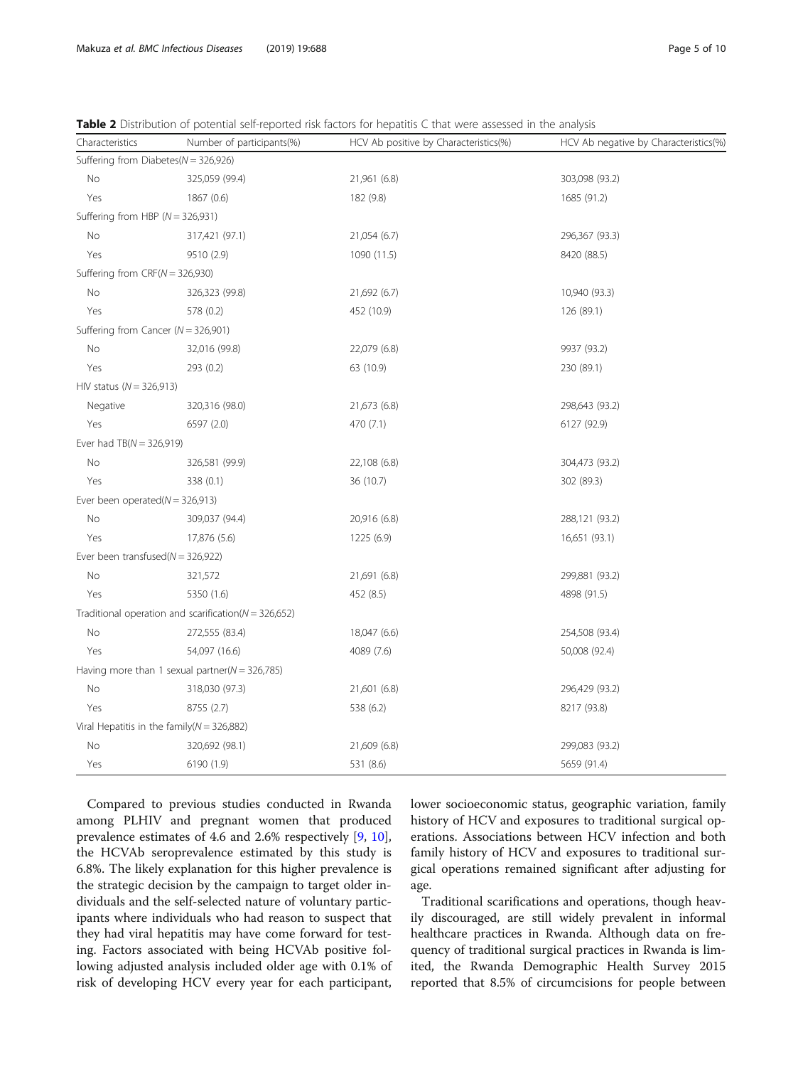**Table 2** Distribution of potential self-reported risk factors for hepatitis C that were assessed in the analysis

| Characteristics | Number of participants(%) | HCV Ab positive by Characteristics(%) | HCV Ab negative by Characteristics(%) |
|---|---|---|---|
| Suffering from Diabetes($N$ = 326,926) | | | |
| No | 325,059 (99.4) | 21,961 (6.8) | 303,098 (93.2) |
| Yes | 1867 (0.6) | 182 (9.8) | 1685 (91.2) |
| Suffering from HBP ($N$ = 326,931) | | | |
| No | 317,421 (97.1) | 21,054 (6.7) | 296,367 (93.3) |
| Yes | 9510 (2.9) | 1090 (11.5) | 8420 (88.5) |
| Suffering from CRF($N$ = 326,930) | | | |
| No | 326,323 (99.8) | 21,692 (6.7) | 10,940 (93.3) |
| Yes | 578 (0.2) | 452 (10.9) | 126 (89.1) |
| Suffering from Cancer ($N$ = 326,901) | | | |
| No | 32,016 (99.8) | 22,079 (6.8) | 9937 (93.2) |
| Yes | 293 (0.2) | 63 (10.9) | 230 (89.1) |
| HIV status ($N$ = 326,913) | | | |
| Negative | 320,316 (98.0) | 21,673 (6.8) | 298,643 (93.2) |
| Yes | 6597 (2.0) | 470 (7.1) | 6127 (92.9) |
| Ever had TB($N$ = 326,919) | | | |
| No | 326,581 (99.9) | 22,108 (6.8) | 304,473 (93.2) |
| Yes | 338 (0.1) | 36 (10.7) | 302 (89.3) |
| Ever been operated($N$ = 326,913) | | | |
| No | 309,037 (94.4) | 20,916 (6.8) | 288,121 (93.2) |
| Yes | 17,876 (5.6) | 1225 (6.9) | 16,651 (93.1) |
| Ever been transfused($N$ = 326,922) | | | |
| No | 321,572 | 21,691 (6.8) | 299,881 (93.2) |
| Yes | 5350 (1.6) | 452 (8.5) | 4898 (91.5) |
| Traditional operation and scarification($N$ = 326,652) | | | |
| No | 272,555 (83.4) | 18,047 (6.6) | 254,508 (93.4) |
| Yes | 54,097 (16.6) | 4089 (7.6) | 50,008 (92.4) |
| Having more than 1 sexual partner($N$ = 326,785) | | | |
| No | 318,030 (97.3) | 21,601 (6.8) | 296,429 (93.2) |
| Yes | 8755 (2.7) | 538 (6.2) | 8217 (93.8) |
| Viral Hepatitis in the family($N$ = 326,882) | | | |
| No | 320,692 (98.1) | 21,609 (6.8) | 299,083 (93.2) |
| Yes | 6190 (1.9) | 531 (8.6) | 5659 (91.4) |

Compared to previous studies conducted in Rwanda among PLHIV and pregnant women that produced prevalence estimates of 4.6 and 2.6% respectively [9, 10], the HCVAb seroprevalence estimated by this study is 6.8%. The likely explanation for this higher prevalence is the strategic decision by the campaign to target older individuals and the self-selected nature of voluntary participants where individuals who had reason to suspect that they had viral hepatitis may have come forward for testing. Factors associated with being HCVAb positive following adjusted analysis included older age with 0.1% of risk of developing HCV every year for each participant, lower socioeconomic status, geographic variation, family history of HCV and exposures to traditional surgical operations. Associations between HCV infection and both family history of HCV and exposures to traditional surgical operations remained significant after adjusting for age.

Traditional scarifications and operations, though heavily discouraged, are still widely prevalent in informal healthcare practices in Rwanda. Although data on frequency of traditional surgical practices in Rwanda is limited, the Rwanda Demographic Health Survey 2015 reported that 8.5% of circumcisions for people between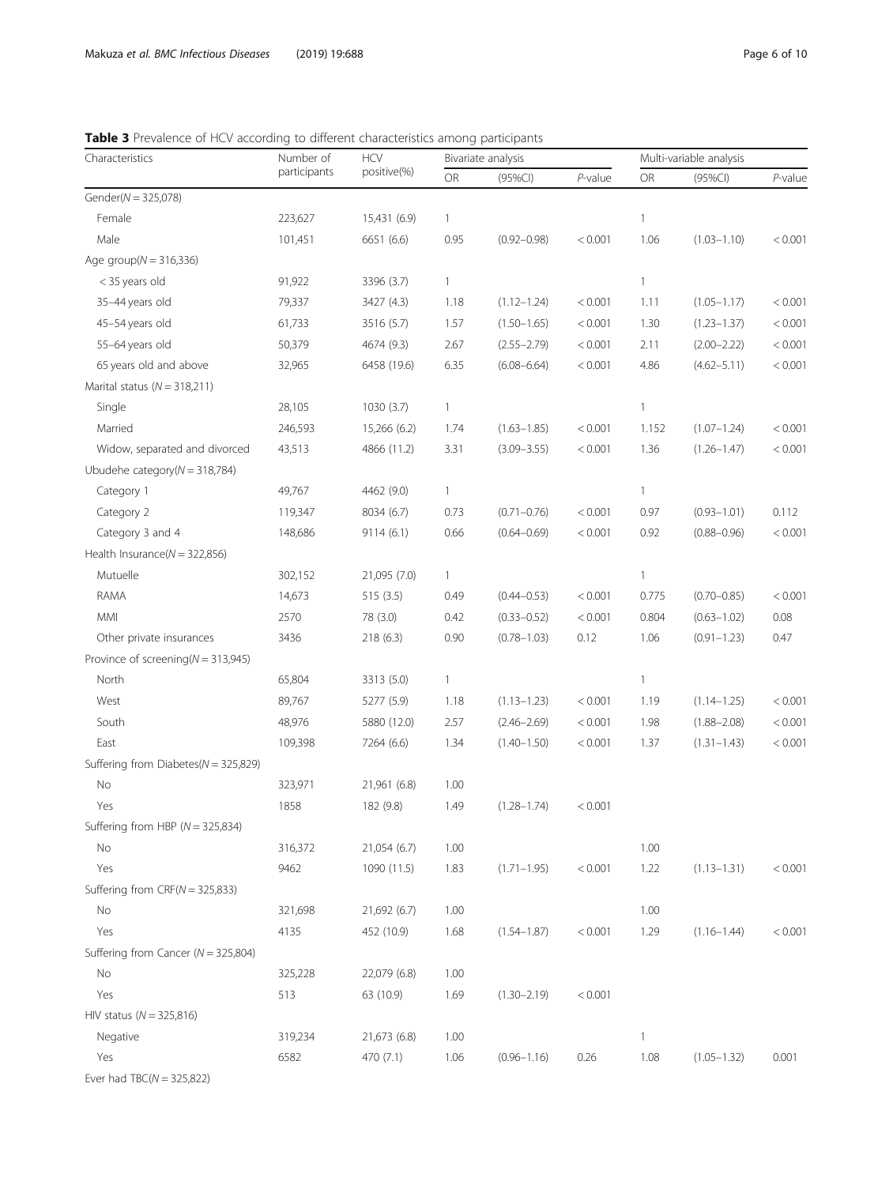**Table 3** Prevalence of HCV according to different characteristics among participants

| Characteristics | Number of participants | HCV positive(%) | Bivariate analysis | | | Multi-variable analysis | | |
|---|---|---|---|---|---|---|---|---|
| | | | OR | (95%CI) | *P*-value | OR | (95%CI) | *P*-value |
| Gender(N = 325,078) | | | | | | | | |
| Female | 223,627 | 15,431 (6.9) | 1 | | | 1 | | |
| Male | 101,451 | 6651 (6.6) | 0.95 | (0.92–0.98) | < 0.001 | 1.06 | (1.03–1.10) | < 0.001 |
| Age group(N = 316,336) | | | | | | | | |
| < 35 years old | 91,922 | 3396 (3.7) | 1 | | | 1 | | |
| 35–44 years old | 79,337 | 3427 (4.3) | 1.18 | (1.12–1.24) | < 0.001 | 1.11 | (1.05–1.17) | < 0.001 |
| 45–54 years old | 61,733 | 3516 (5.7) | 1.57 | (1.50–1.65) | < 0.001 | 1.30 | (1.23–1.37) | < 0.001 |
| 55–64 years old | 50,379 | 4674 (9.3) | 2.67 | (2.55–2.79) | < 0.001 | 2.11 | (2.00–2.22) | < 0.001 |
| 65 years old and above | 32,965 | 6458 (19.6) | 6.35 | (6.08–6.64) | < 0.001 | 4.86 | (4.62–5.11) | < 0.001 |
| Marital status (N = 318,211) | | | | | | | | |
| Single | 28,105 | 1030 (3.7) | 1 | | | 1 | | |
| Married | 246,593 | 15,266 (6.2) | 1.74 | (1.63–1.85) | < 0.001 | 1.152 | (1.07–1.24) | < 0.001 |
| Widow, separated and divorced | 43,513 | 4866 (11.2) | 3.31 | (3.09–3.55) | < 0.001 | 1.36 | (1.26–1.47) | < 0.001 |
| Ubudehe category(N = 318,784) | | | | | | | | |
| Category 1 | 49,767 | 4462 (9.0) | 1 | | | 1 | | |
| Category 2 | 119,347 | 8034 (6.7) | 0.73 | (0.71–0.76) | < 0.001 | 0.97 | (0.93–1.01) | 0.112 |
| Category 3 and 4 | 148,686 | 9114 (6.1) | 0.66 | (0.64–0.69) | < 0.001 | 0.92 | (0.88–0.96) | < 0.001 |
| Health Insurance(N = 322,856) | | | | | | | | |
| Mutuelle | 302,152 | 21,095 (7.0) | 1 | | | 1 | | |
| RAMA | 14,673 | 515 (3.5) | 0.49 | (0.44–0.53) | < 0.001 | 0.775 | (0.70–0.85) | < 0.001 |
| MMI | 2570 | 78 (3.0) | 0.42 | (0.33–0.52) | < 0.001 | 0.804 | (0.63–1.02) | 0.08 |
| Other private insurances | 3436 | 218 (6.3) | 0.90 | (0.78–1.03) | 0.12 | 1.06 | (0.91–1.23) | 0.47 |
| Province of screening(N = 313,945) | | | | | | | | |
| North | 65,804 | 3313 (5.0) | 1 | | | 1 | | |
| West | 89,767 | 5277 (5.9) | 1.18 | (1.13–1.23) | < 0.001 | 1.19 | (1.14–1.25) | < 0.001 |
| South | 48,976 | 5880 (12.0) | 2.57 | (2.46–2.69) | < 0.001 | 1.98 | (1.88–2.08) | < 0.001 |
| East | 109,398 | 7264 (6.6) | 1.34 | (1.40–1.50) | < 0.001 | 1.37 | (1.31–1.43) | < 0.001 |
| Suffering from Diabetes(N = 325,829) | | | | | | | | |
| No | 323,971 | 21,961 (6.8) | 1.00 | | | | | |
| Yes | 1858 | 182 (9.8) | 1.49 | (1.28–1.74) | < 0.001 | | | |
| Suffering from HBP (N = 325,834) | | | | | | | | |
| No | 316,372 | 21,054 (6.7) | 1.00 | | | 1.00 | | |
| Yes | 9462 | 1090 (11.5) | 1.83 | (1.71–1.95) | < 0.001 | 1.22 | (1.13–1.31) | < 0.001 |
| Suffering from CRF(N = 325,833) | | | | | | | | |
| No | 321,698 | 21,692 (6.7) | 1.00 | | | 1.00 | | |
| Yes | 4135 | 452 (10.9) | 1.68 | (1.54–1.87) | < 0.001 | 1.29 | (1.16–1.44) | < 0.001 |
| Suffering from Cancer (N = 325,804) | | | | | | | | |
| No | 325,228 | 22,079 (6.8) | 1.00 | | | | | |
| Yes | 513 | 63 (10.9) | 1.69 | (1.30–2.19) | < 0.001 | | | |
| HIV status (N = 325,816) | | | | | | | | |
| Negative | 319,234 | 21,673 (6.8) | 1.00 | | | 1 | | |
| Yes | 6582 | 470 (7.1) | 1.06 | (0.96–1.16) | 0.26 | 1.08 | (1.05–1.32) | 0.001 |
| Ever had TBC(N = 325,822) | | | | | | | | |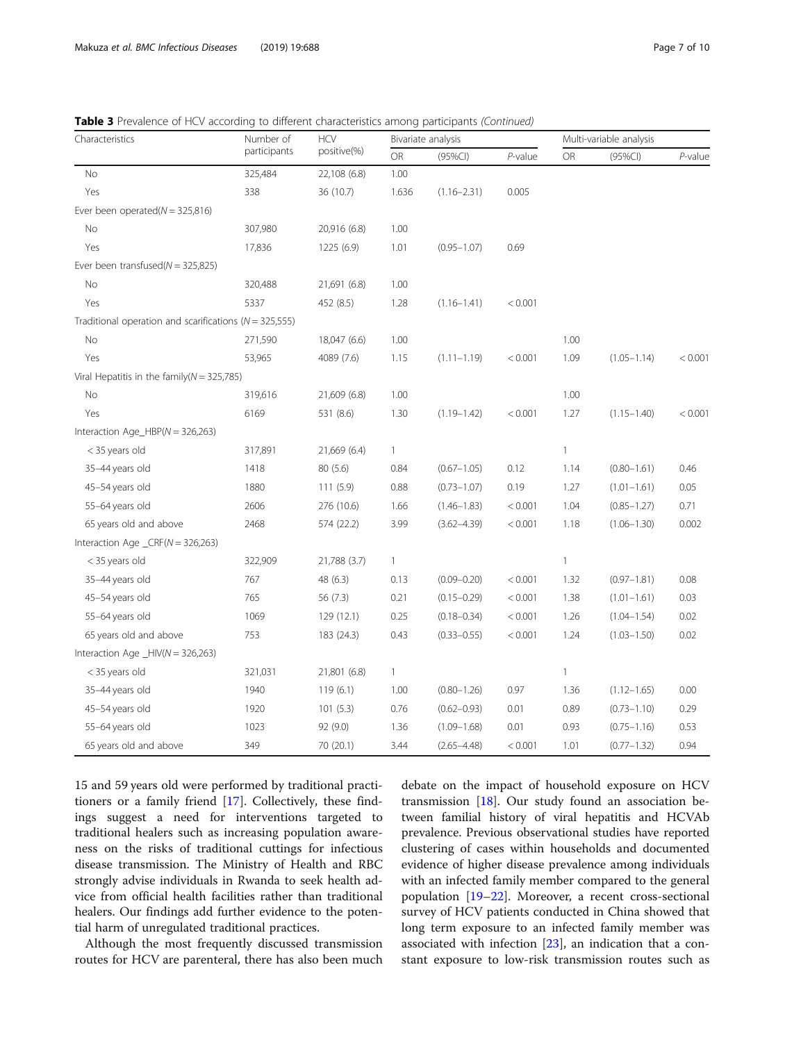**Table 3** Prevalence of HCV according to different characteristics among participants *(Continued)*

| Characteristics | Number of participants | HCV positive(%) | Bivariate analysis | | | Multi-variable analysis | | |
|---|---|---|---|---|---|---|---|---|
| | | | OR | (95%CI) | *P*-value | OR | (95%CI) | *P*-value |
| No | 325,484 | 22,108 (6.8) | 1.00 | | | | | |
| Yes | 338 | 36 (10.7) | 1.636 | (1.16–2.31) | 0.005 | | | |
| Ever been operated(*N* = 325,816) | | | | | | | | |
| No | 307,980 | 20,916 (6.8) | 1.00 | | | | | |
| Yes | 17,836 | 1225 (6.9) | 1.01 | (0.95–1.07) | 0.69 | | | |
| Ever been transfused(*N* = 325,825) | | | | | | | | |
| No | 320,488 | 21,691 (6.8) | 1.00 | | | | | |
| Yes | 5337 | 452 (8.5) | 1.28 | (1.16–1.41) | < 0.001 | | | |
| Traditional operation and scarifications (*N* = 325,555) | | | | | | | | |
| No | 271,590 | 18,047 (6.6) | 1.00 | | | 1.00 | | |
| Yes | 53,965 | 4089 (7.6) | 1.15 | (1.11–1.19) | < 0.001 | 1.09 | (1.05–1.14) | < 0.001 |
| Viral Hepatitis in the family(*N* = 325,785) | | | | | | | | |
| No | 319,616 | 21,609 (6.8) | 1.00 | | | 1.00 | | |
| Yes | 6169 | 531 (8.6) | 1.30 | (1.19–1.42) | < 0.001 | 1.27 | (1.15–1.40) | < 0.001 |
| Interaction Age_HBP(*N* = 326,263) | | | | | | | | |
| < 35 years old | 317,891 | 21,669 (6.4) | 1 | | | 1 | | |
| 35–44 years old | 1418 | 80 (5.6) | 0.84 | (0.67–1.05) | 0.12 | 1.14 | (0.80–1.61) | 0.46 |
| 45–54 years old | 1880 | 111 (5.9) | 0.88 | (0.73–1.07) | 0.19 | 1.27 | (1.01–1.61) | 0.05 |
| 55–64 years old | 2606 | 276 (10.6) | 1.66 | (1.46–1.83) | < 0.001 | 1.04 | (0.85–1.27) | 0.71 |
| 65 years old and above | 2468 | 574 (22.2) | 3.99 | (3.62–4.39) | < 0.001 | 1.18 | (1.06–1.30) | 0.002 |
| Interaction Age _CRF(*N* = 326,263) | | | | | | | | |
| < 35 years old | 322,909 | 21,788 (3.7) | 1 | | | 1 | | |
| 35–44 years old | 767 | 48 (6.3) | 0.13 | (0.09–0.20) | < 0.001 | 1.32 | (0.97–1.81) | 0.08 |
| 45–54 years old | 765 | 56 (7.3) | 0.21 | (0.15–0.29) | < 0.001 | 1.38 | (1.01–1.61) | 0.03 |
| 55–64 years old | 1069 | 129 (12.1) | 0.25 | (0.18–0.34) | < 0.001 | 1.26 | (1.04–1.54) | 0.02 |
| 65 years old and above | 753 | 183 (24.3) | 0.43 | (0.33–0.55) | < 0.001 | 1.24 | (1.03–1.50) | 0.02 |
| Interaction Age _HIV(*N* = 326,263) | | | | | | | | |
| < 35 years old | 321,031 | 21,801 (6.8) | 1 | | | 1 | | |
| 35–44 years old | 1940 | 119 (6.1) | 1.00 | (0.80–1.26) | 0.97 | 1.36 | (1.12–1.65) | 0.00 |
| 45–54 years old | 1920 | 101 (5.3) | 0.76 | (0.62–0.93) | 0.01 | 0.89 | (0.73–1.10) | 0.29 |
| 55–64 years old | 1023 | 92 (9.0) | 1.36 | (1.09–1.68) | 0.01 | 0.93 | (0.75–1.16) | 0.53 |
| 65 years old and above | 349 | 70 (20.1) | 3.44 | (2.65–4.48) | < 0.001 | 1.01 | (0.77–1.32) | 0.94 |

15 and 59 years old were performed by traditional practitioners or a family friend [17]. Collectively, these findings suggest a need for interventions targeted to traditional healers such as increasing population awareness on the risks of traditional cuttings for infectious disease transmission. The Ministry of Health and RBC strongly advise individuals in Rwanda to seek health advice from official health facilities rather than traditional healers. Our findings add further evidence to the potential harm of unregulated traditional practices.

Although the most frequently discussed transmission routes for HCV are parenteral, there has also been much debate on the impact of household exposure on HCV transmission [18]. Our study found an association between familial history of viral hepatitis and HCVAb prevalence. Previous observational studies have reported clustering of cases within households and documented evidence of higher disease prevalence among individuals with an infected family member compared to the general population [19–22]. Moreover, a recent cross-sectional survey of HCV patients conducted in China showed that long term exposure to an infected family member was associated with infection [23], an indication that a constant exposure to low-risk transmission routes such as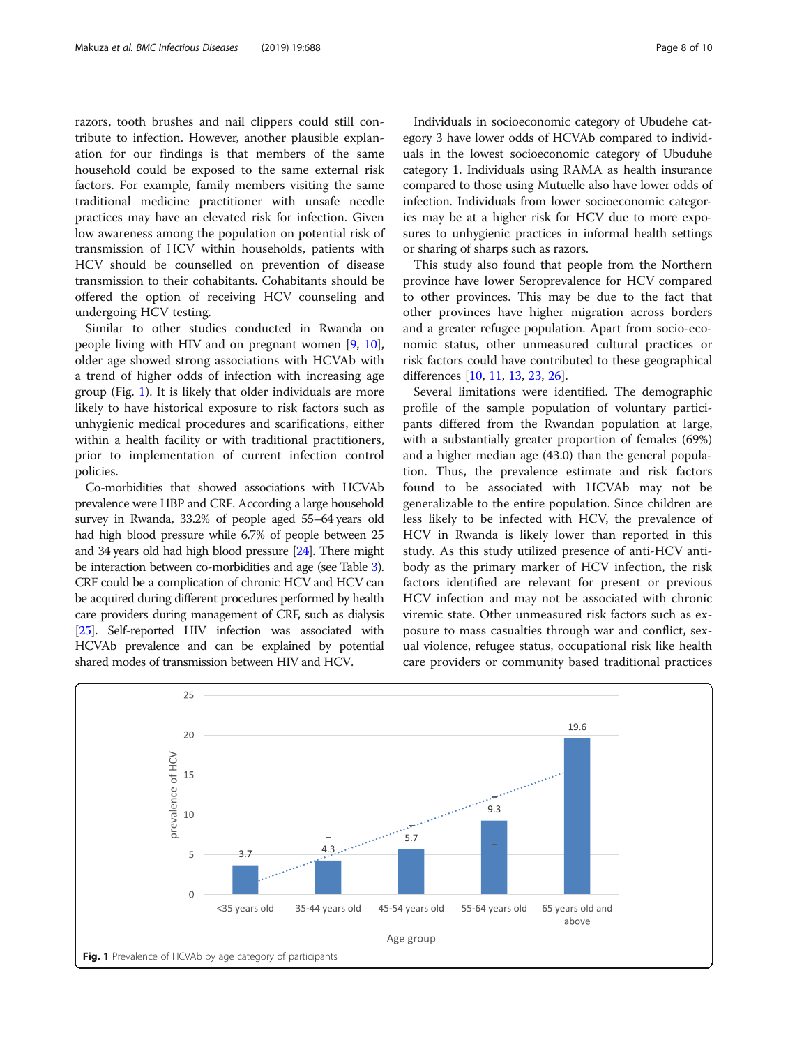razors, tooth brushes and nail clippers could still contribute to infection. However, another plausible explanation for our findings is that members of the same household could be exposed to the same external risk factors. For example, family members visiting the same traditional medicine practitioner with unsafe needle practices may have an elevated risk for infection. Given low awareness among the population on potential risk of transmission of HCV within households, patients with HCV should be counselled on prevention of disease transmission to their cohabitants. Cohabitants should be offered the option of receiving HCV counseling and undergoing HCV testing.

Similar to other studies conducted in Rwanda on people living with HIV and on pregnant women [9, 10], older age showed strong associations with HCVAb with a trend of higher odds of infection with increasing age group (Fig. 1). It is likely that older individuals are more likely to have historical exposure to risk factors such as unhygienic medical procedures and scarifications, either within a health facility or with traditional practitioners, prior to implementation of current infection control policies.

Co-morbidities that showed associations with HCVAb prevalence were HBP and CRF. According a large household survey in Rwanda, 33.2% of people aged 55–64 years old had high blood pressure while 6.7% of people between 25 and 34 years old had high blood pressure [24]. There might be interaction between co-morbidities and age (see Table 3). CRF could be a complication of chronic HCV and HCV can be acquired during different procedures performed by health care providers during management of CRF, such as dialysis [25]. Self-reported HIV infection was associated with HCVAb prevalence and can be explained by potential shared modes of transmission between HIV and HCV.

Individuals in socioeconomic category of Ubudehe category 3 have lower odds of HCVAb compared to individuals in the lowest socioeconomic category of Ububuhe category 1. Individuals using RAMA as health insurance compared to those using Mutuelle also have lower odds of infection. Individuals from lower socioeconomic categories may be at a higher risk for HCV due to more exposures to unhygienic practices in informal health settings or sharing of sharps such as razors.

This study also found that people from the Northern province have lower Seroprevalence for HCV compared to other provinces. This may be due to the fact that other provinces have higher migration across borders and a greater refugee population. Apart from socio-economic status, other unmeasured cultural practices or risk factors could have contributed to these geographical differences [10, 11, 13, 23, 26].

Several limitations were identified. The demographic profile of the sample population of voluntary participants differed from the Rwandan population at large, with a substantially greater proportion of females (69%) and a higher median age (43.0) than the general population. Thus, the prevalence estimate and risk factors found to be associated with HCVAb may not be generalizable to the entire population. Since children are less likely to be infected with HCV, the prevalence of HCV in Rwanda is likely lower than reported in this study. As this study utilized presence of anti-HCV antibody as the primary marker of HCV infection, the risk factors identified are relevant for present or previous HCV infection and may not be associated with chronic viremic state. Other unmeasured risk factors such as exposure to mass casualties through war and conflict, sexual violence, refugee status, occupational risk like health care providers or community based traditional practices

**Fig. 1** Prevalence of HCVAb by age category of participants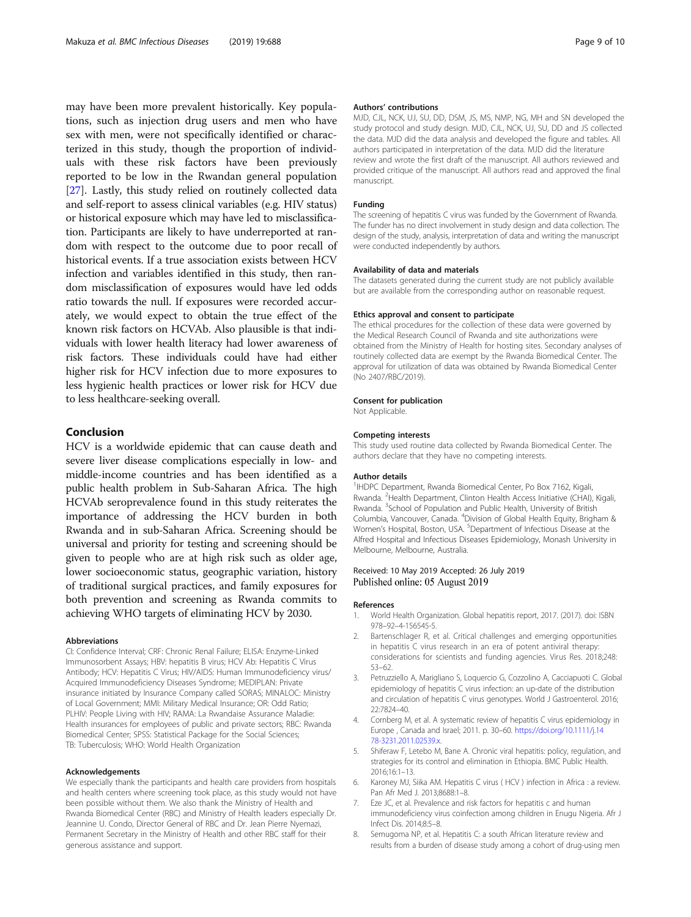may have been more prevalent historically. Key populations, such as injection drug users and men who have sex with men, were not specifically identified or characterized in this study, though the proportion of individuals with these risk factors have been previously reported to be low in the Rwandan general population [27]. Lastly, this study relied on routinely collected data and self-report to assess clinical variables (e.g. HIV status) or historical exposure which may have led to misclassification. Participants are likely to have underreported at random with respect to the outcome due to poor recall of historical events. If a true association exists between HCV infection and variables identified in this study, then random misclassification of exposures would have led odds ratio towards the null. If exposures were recorded accurately, we would expect to obtain the true effect of the known risk factors on HCVAb. Also plausible is that individuals with lower health literacy had lower awareness of risk factors. These individuals could have had either higher risk for HCV infection due to more exposures to less hygienic health practices or lower risk for HCV due to less healthcare-seeking overall.

## Conclusion

HCV is a worldwide epidemic that can cause death and severe liver disease complications especially in low- and middle-income countries and has been identified as a public health problem in Sub-Saharan Africa. The high HCVAb seroprevalence found in this study reiterates the importance of addressing the HCV burden in both Rwanda and in sub-Saharan Africa. Screening should be universal and priority for testing and screening should be given to people who are at high risk such as older age, lower socioeconomic status, geographic variation, history of traditional surgical practices, and family exposures for both prevention and screening as Rwanda commits to achieving WHO targets of eliminating HCV by 2030.

#### Abbreviations

CI: Confidence Interval; CRF: Chronic Renal Failure; ELISA: Enzyme-Linked Immunosorbent Assays; HBV: hepatitis B virus; HCV Ab: Hepatitis C Virus Antibody; HCV: Hepatitis C Virus; HIV/AIDS: Human Immunodeficiency virus/ Acquired Immunodeficiency Diseases Syndrome; MEDIPLAN: Private insurance initiated by Insurance Company called SORAS; MINALOC: Ministry of Local Government; MMI: Military Medical Insurance; OR: Odd Ratio; PLHIV: People Living with HIV; RAMA: La Rwandaise Assurance Maladie: Health insurances for employees of public and private sectors; RBC: Rwanda Biomedical Center; SPSS: Statistical Package for the Social Sciences; TB: Tuberculosis; WHO: World Health Organization

#### Acknowledgements

We especially thank the participants and health care providers from hospitals and health centers where screening took place, as this study would not have been possible without them. We also thank the Ministry of Health and Rwanda Biomedical Center (RBC) and Ministry of Health leaders especially Dr. Jeannine U. Condo, Director General of RBC and Dr. Jean Pierre Nyemazi, Permanent Secretary in the Ministry of Health and other RBC staff for their generous assistance and support.

#### Authors' contributions

MJD, CJL, NCK, UJ, SU, DD, DSM, JS, MS, NMP, NG, MH and SN developed the study protocol and study design. MJD, CJL, NCK, UJ, SU, DD and JS collected the data. MJD did the data analysis and developed the figure and tables. All authors participated in interpretation of the data. MJD did the literature review and wrote the first draft of the manuscript. All authors reviewed and provided critique of the manuscript. All authors read and approved the final manuscript.

#### Funding

The screening of hepatitis C virus was funded by the Government of Rwanda. The funder has no direct involvement in study design and data collection. The design of the study, analysis, interpretation of data and writing the manuscript were conducted independently by authors.

#### Availability of data and materials

The datasets generated during the current study are not publicly available but are available from the corresponding author on reasonable request.

#### Ethics approval and consent to participate

The ethical procedures for the collection of these data were governed by the Medical Research Council of Rwanda and site authorizations were obtained from the Ministry of Health for hosting sites. Secondary analyses of routinely collected data are exempt by the Rwanda Biomedical Center. The approval for utilization of data was obtained by Rwanda Biomedical Center (No 2407/RBC/2019).

#### Consent for publication

Not Applicable.

#### Competing interests

This study used routine data collected by Rwanda Biomedical Center. The authors declare that they have no competing interests.

#### Author details

[1]IHDPC Department, Rwanda Biomedical Center, Po Box 7162, Kigali, Rwanda. [2]Health Department, Clinton Health Access Initiative (CHAI), Kigali, Rwanda. [3]School of Population and Public Health, University of British Columbia, Vancouver, Canada. [4]Division of Global Health Equity, Brigham & Women's Hospital, Boston, USA. [5]Department of Infectious Disease at the Alfred Hospital and Infectious Diseases Epidemiology, Monash University in Melbourne, Melbourne, Australia.

Received: 10 May 2019 Accepted: 26 July 2019
Published online: 05 August 2019

#### References

1. World Health Organization. Global hepatitis report, 2017. (2017). doi: ISBN 978–92–4-156545-5.
2. Bartenschlager R, et al. Critical challenges and emerging opportunities in hepatitis C virus research in an era of potent antiviral therapy: considerations for scientists and funding agencies. Virus Res. 2018;248: 53–62.
3. Petruzziello A, Marigliano S, Loquercio G, Cozzolino A, Cacciapuoti C. Global epidemiology of hepatitis C virus infection: an up-date of the distribution and circulation of hepatitis C virus genotypes. World J Gastroenterol. 2016; 22:7824–40.
4. Cornberg M, et al. A systematic review of hepatitis C virus epidemiology in Europe , Canada and Israel; 2011. p. 30–60. https://doi.org/10.1111/j.1478-3231.2011.02539.x.
5. Shiferaw F, Letebo M, Bane A. Chronic viral hepatitis: policy, regulation, and strategies for its control and elimination in Ethiopia. BMC Public Health. 2016;16:1–13.
6. Karoney MJ, Siika AM. Hepatitis C virus ( HCV ) infection in Africa : a review. Pan Afr Med J. 2013;8688:1–8.
7. Eze JC, et al. Prevalence and risk factors for hepatitis c and human immunodeficiency virus coinfection among children in Enugu Nigeria. Afr J Infect Dis. 2014;8:5–8.
8. Semugoma NP, et al. Hepatitis C: a south African literature review and results from a burden of disease study among a cohort of drug-using men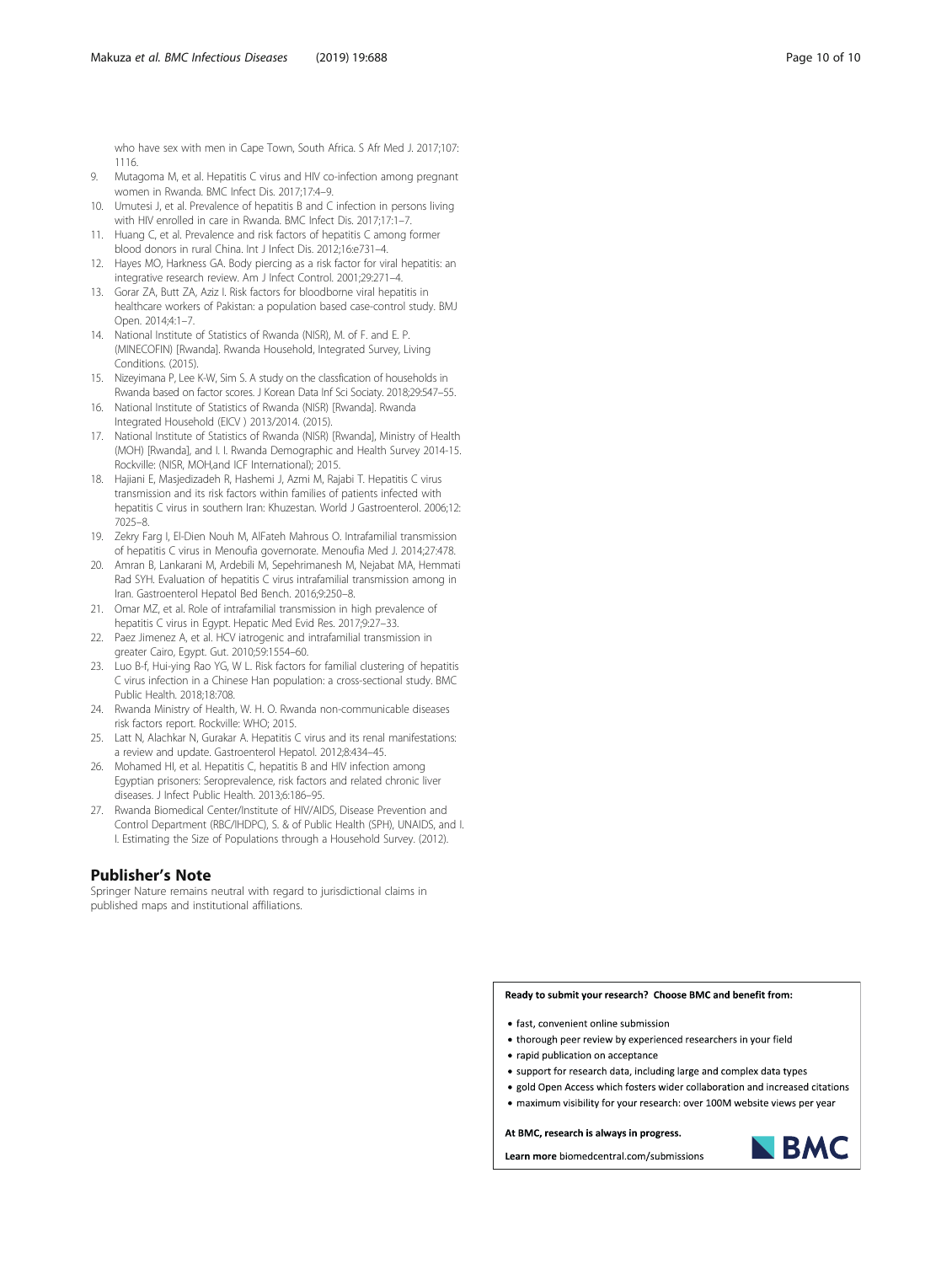who have sex with men in Cape Town, South Africa. S Afr Med J. 2017;107: 1116.

9. Mutagoma M, et al. Hepatitis C virus and HIV co-infection among pregnant women in Rwanda. BMC Infect Dis. 2017;17:4–9.
10. Umutesi J, et al. Prevalence of hepatitis B and C infection in persons living with HIV enrolled in care in Rwanda. BMC Infect Dis. 2017;17:1–7.
11. Huang C, et al. Prevalence and risk factors of hepatitis C among former blood donors in rural China. Int J Infect Dis. 2012;16:e731–4.
12. Hayes MO, Harkness GA. Body piercing as a risk factor for viral hepatitis: an integrative research review. Am J Infect Control. 2001;29:271–4.
13. Gorar ZA, Butt ZA, Aziz I. Risk factors for bloodborne viral hepatitis in healthcare workers of Pakistan: a population based case-control study. BMJ Open. 2014;4:1–7.
14. National Institute of Statistics of Rwanda (NISR), M. of F. and E. P. (MINECOFIN) [Rwanda]. Rwanda Household, Integrated Survey, Living Conditions. (2015).
15. Nizeyimana P, Lee K-W, Sim S. A study on the classfication of households in Rwanda based on factor scores. J Korean Data Inf Sci Sociaty. 2018;29:547–55.
16. National Institute of Statistics of Rwanda (NISR) [Rwanda]. Rwanda Integrated Household (EICV ) 2013/2014. (2015).
17. National Institute of Statistics of Rwanda (NISR) [Rwanda], Ministry of Health (MOH) [Rwanda], and I. I. Rwanda Demographic and Health Survey 2014-15. Rockville: (NISR, MOH,and ICF International); 2015.
18. Hajiani E, Masjedizadeh R, Hashemi J, Azmi M, Rajabi T. Hepatitis C virus transmission and its risk factors within families of patients infected with hepatitis C virus in southern Iran: Khuzestan. World J Gastroenterol. 2006;12: 7025–8.
19. Zekry Farg I, El-Dien Nouh M, AlFateh Mahrous O. Intrafamilial transmission of hepatitis C virus in Menoufia governorate. Menoufia Med J. 2014;27:478.
20. Amran B, Lankarani M, Ardebili M, Sepehrimanesh M, Nejabat MA, Hemmati Rad SYH. Evaluation of hepatitis C virus intrafamilial transmission among in Iran. Gastroenterol Hepatol Bed Bench. 2016;9:250–8.
21. Omar MZ, et al. Role of intrafamilial transmission in high prevalence of hepatitis C virus in Egypt. Hepatic Med Evid Res. 2017;9:27–33.
22. Paez Jimenez A, et al. HCV iatrogenic and intrafamilial transmission in greater Cairo, Egypt. Gut. 2010;59:1554–60.
23. Luo B-f, Hui-ying Rao YG, W L. Risk factors for familial clustering of hepatitis C virus infection in a Chinese Han population: a cross-sectional study. BMC Public Health. 2018;18:708.
24. Rwanda Ministry of Health, W. H. O. Rwanda non-communicable diseases risk factors report. Rockville: WHO; 2015.
25. Latt N, Alachkar N, Gurakar A. Hepatitis C virus and its renal manifestations: a review and update. Gastroenterol Hepatol. 2012;8:434–45.
26. Mohamed HI, et al. Hepatitis C, hepatitis B and HIV infection among Egyptian prisoners: Seroprevalence, risk factors and related chronic liver diseases. J Infect Public Health. 2013;6:186–95.
27. Rwanda Biomedical Center/Institute of HIV/AIDS, Disease Prevention and Control Department (RBC/IHDPC), S. & of Public Health (SPH), UNAIDS, and I. I. Estimating the Size of Populations through a Household Survey. (2012).

## Publisher's Note

Springer Nature remains neutral with regard to jurisdictional claims in published maps and institutional affiliations.

**Ready to submit your research? Choose BMC and benefit from:**

- fast, convenient online submission
- thorough peer review by experienced researchers in your field
- rapid publication on acceptance
- support for research data, including large and complex data types
- gold Open Access which fosters wider collaboration and increased citations
- maximum visibility for your research: over 100M website views per year

**At BMC, research is always in progress.**

**Learn more** biomedcentral.com/submissions

BMC